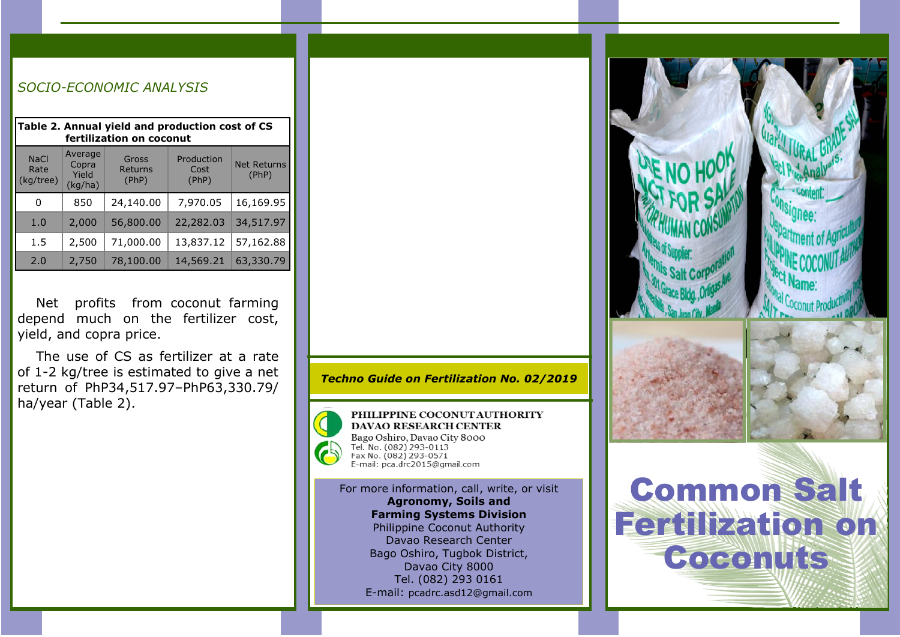## SOCIO-ECONOMIC ANALYSIS

**Table 2. Annual yield and production cost of CS fertilization on coconut**

| NaCl Rate (kg/tree) | Average Copra Yield (kg/ha) | Gross Returns (PhP) | Production Cost (PhP) | Net Returns (PhP) |
|---|---|---|---|---|
| 0 | 850 | 24,140.00 | 7,970.05 | 16,169.95 |
| 1.0 | 2,000 | 56,800.00 | 22,282.03 | 34,517.97 |
| 1.5 | 2,500 | 71,000.00 | 13,837.12 | 57,162.88 |
| 2.0 | 2,750 | 78,100.00 | 14,569.21 | 63,330.79 |

Net profits from coconut farming depend much on the fertilizer cost, yield, and copra price.

The use of CS as fertilizer at a rate of 1-2 kg/tree is estimated to give a net return of PhP34,517.97–PhP63,330.79/ha/year (Table 2).

***Techno Guide on Fertilization No. 02/2019***

**PHILIPPINE COCONUT AUTHORITY**
**DAVAO RESEARCH CENTER**
Bago Oshiro, Davao City 8000
Tel. No. (082) 293-0113
Fax No. (082) 293-0571
E-mail: pca.drc2015@gmail.com

For more information, call, write, or visit
**Agronomy, Soils and Farming Systems Division**
Philippine Coconut Authority
Davao Research Center
Bago Oshiro, Tugbok District,
Davao City 8000
Tel. (082) 293 0161
E-mail: pcadrc.asd12@gmail.com

# Common Salt Fertilization on Coconuts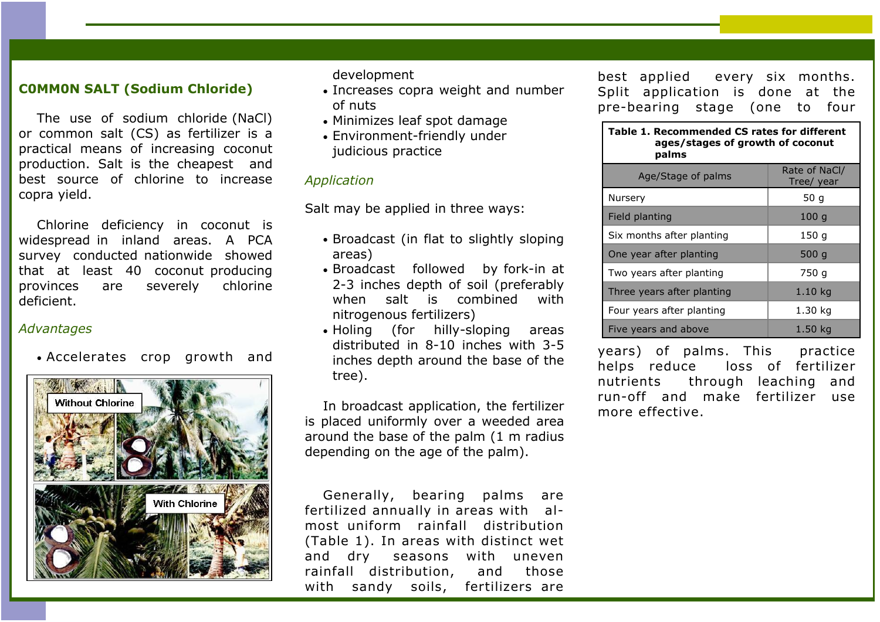## COMMON SALT (Sodium Chloride)

The use of sodium chloride (NaCl) or common salt (CS) as fertilizer is a practical means of increasing coconut production. Salt is the cheapest and best source of chlorine to increase copra yield.

Chlorine deficiency in coconut is widespread in inland areas. A PCA survey conducted nationwide showed that at least 40 coconut producing provinces are severely chlorine deficient.

### *Advantages*

- Accelerates crop growth and development
- Increases copra weight and number of nuts
- Minimizes leaf spot damage
- Environment-friendly under judicious practice

### *Application*

Salt may be applied in three ways:

- Broadcast (in flat to slightly sloping areas)
- Broadcast followed by fork-in at 2-3 inches depth of soil (preferably when salt is combined with nitrogenous fertilizers)
- Holing (for hilly-sloping areas distributed in 8-10 inches with 3-5 inches depth around the base of the tree).

In broadcast application, the fertilizer is placed uniformly over a weeded area around the base of the palm (1 m radius depending on the age of the palm).

Generally, bearing palms are fertilized annually in areas with almost uniform rainfall distribution (Table 1). In areas with distinct wet and dry seasons with uneven rainfall distribution, and those with sandy soils, fertilizers are best applied every six months. Split application is done at the pre-bearing stage (one to four years) of palms. This practice helps reduce loss of fertilizer nutrients through leaching and run-off and make fertilizer use more effective.

**Table 1. Recommended CS rates for different ages/stages of growth of coconut palms**

| Age/Stage of palms | Rate of NaCl/ Tree/ year |
|---|---|
| Nursery | 50 g |
| Field planting | 100 g |
| Six months after planting | 150 g |
| One year after planting | 500 g |
| Two years after planting | 750 g |
| Three years after planting | 1.10 kg |
| Four years after planting | 1.30 kg |
| Five years and above | 1.50 kg |